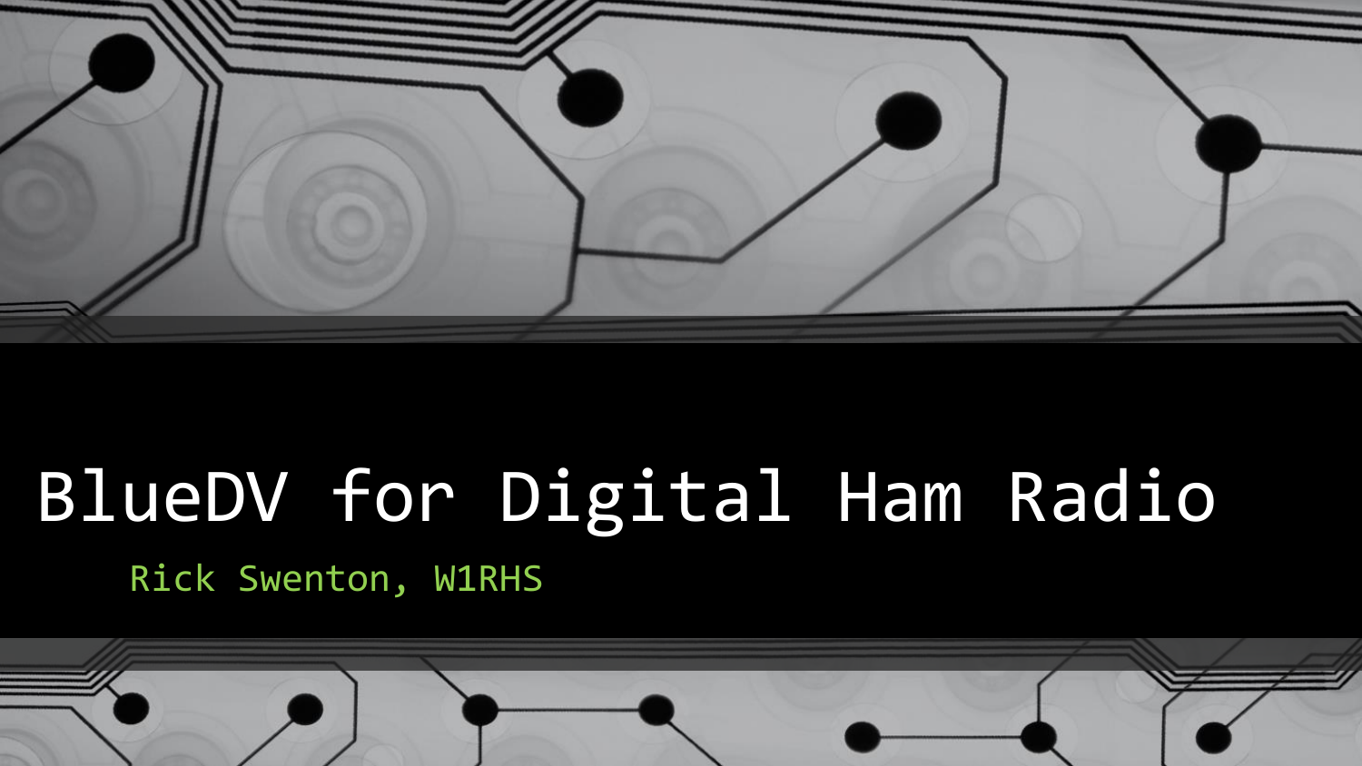# BlueDV for Digital Ham Radio

Rick Swenton, W1RHS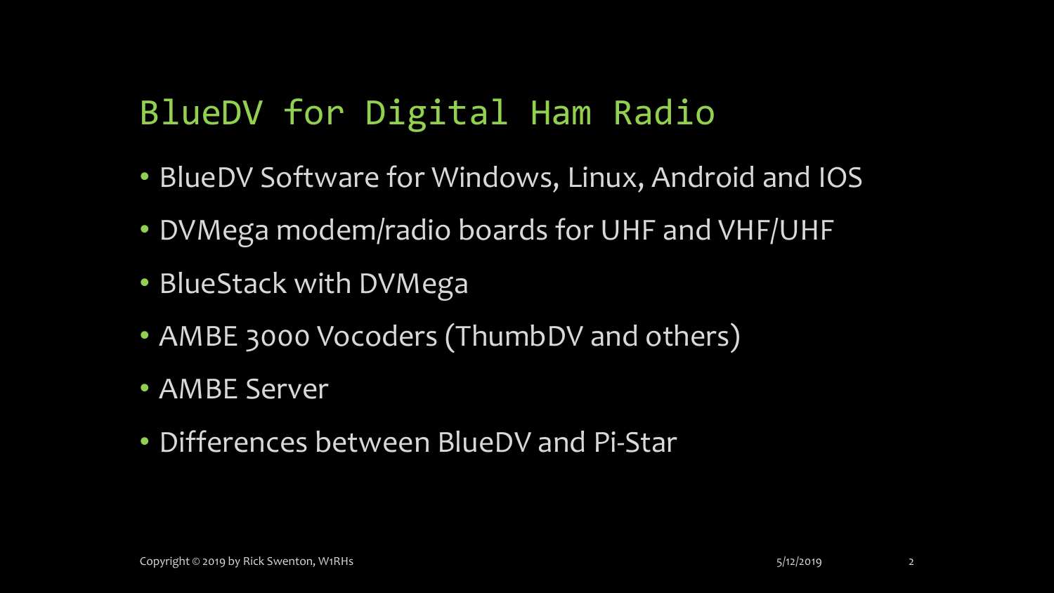# BlueDV for Digital Ham Radio

- BlueDV Software for Windows, Linux, Android and IOS
- DVMega modem/radio boards for UHF and VHF/UHF
- BlueStack with DVMega
- AMBE 3000 Vocoders (ThumbDV and others)
- AMBE Server
- Differences between BlueDV and Pi-Star

Copyright © 2019 by Rick Swenton, W1RHS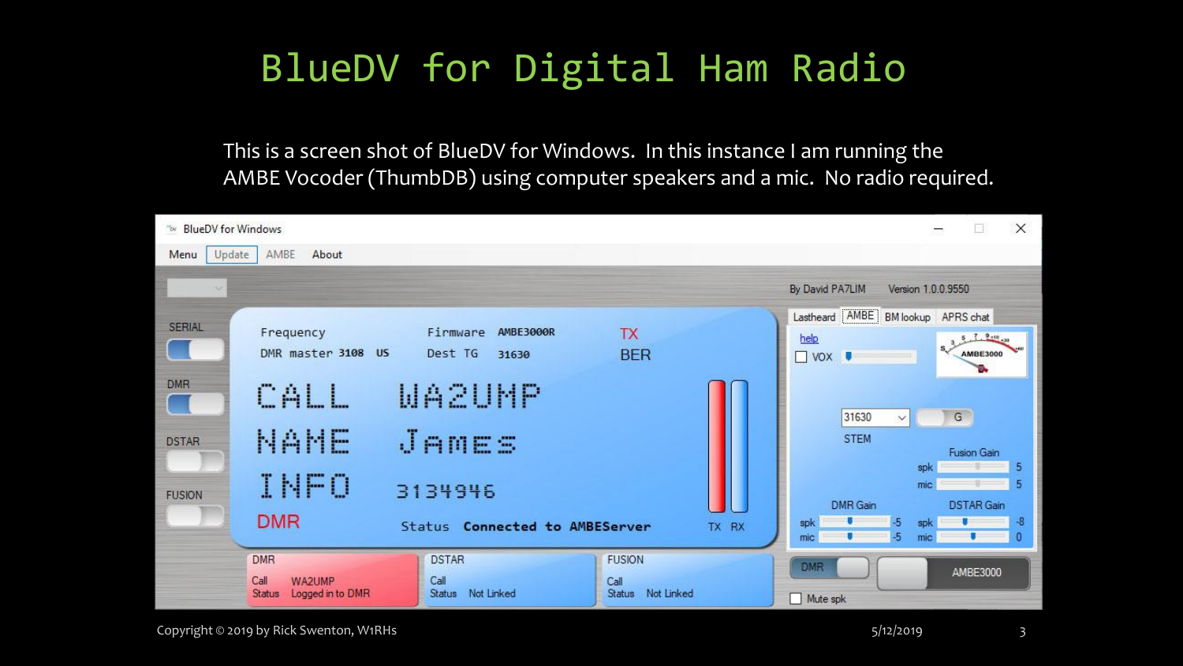# BlueDV for Digital Ham Radio

This is a screen shot of BlueDV for Windows. In this instance I am running the AMBE Vocoder (ThumbDB) using computer speakers and a mic. No radio required.

BlueDV for Windows

Menu | Update | AMBE | About

By David PA7LIM Version 1.0.0.9550

SERIAL

DMR

DSTAR

FUSION

Frequency Firmware AMBE3000R TX

DMR master 3108 US Dest TG 31630 BER

CALL WA2UMP

NAME James

INFO 3134946

DMR Status Connected to AMBEServer TX RX

Lastheard | AMBE | BM lookup | APRS chat

help

VOX

AMBE3000

31630 G

STEM

Fusion Gain

spk 5

mic 5

DMR Gain DSTAR Gain

spk -5 spk -8

mic -5 mic 0

DMR AMBE3000

Mute spk

DMR
Call WA2UMP
Status Logged in to DMR

DSTAR
Call
Status Not Linked

FUSION
Call
Status Not Linked

Copyright © 2019 by Rick Swenton, W1RHs

5/12/2019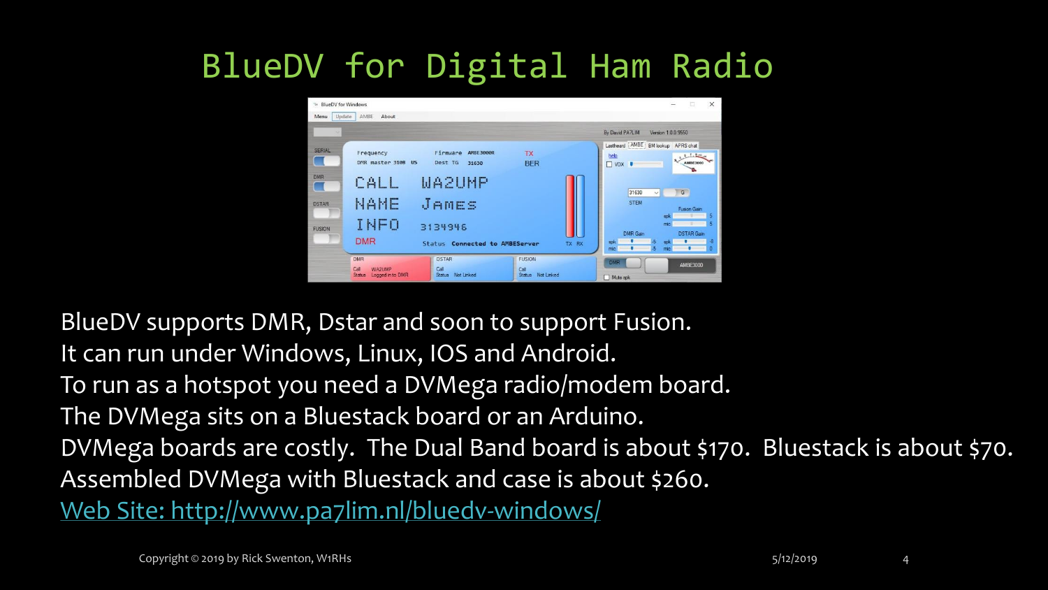# BlueDV for Digital Ham Radio

BlueDV supports DMR, Dstar and soon to support Fusion.
It can run under Windows, Linux, IOS and Android.
To run as a hotspot you need a DVMega radio/modem board.
The DVMega sits on a Bluestack board or an Arduino.
DVMega boards are costly. The Dual Band board is about $170. Bluestack is about $70.
Assembled DVMega with Bluestack and case is about $260.
[Web Site: http://www.pa7lim.nl/bluedv-windows/](http://www.pa7lim.nl/bluedv-windows/)

Copyright © 2019 by Rick Swenton, W1RHs

5/12/2019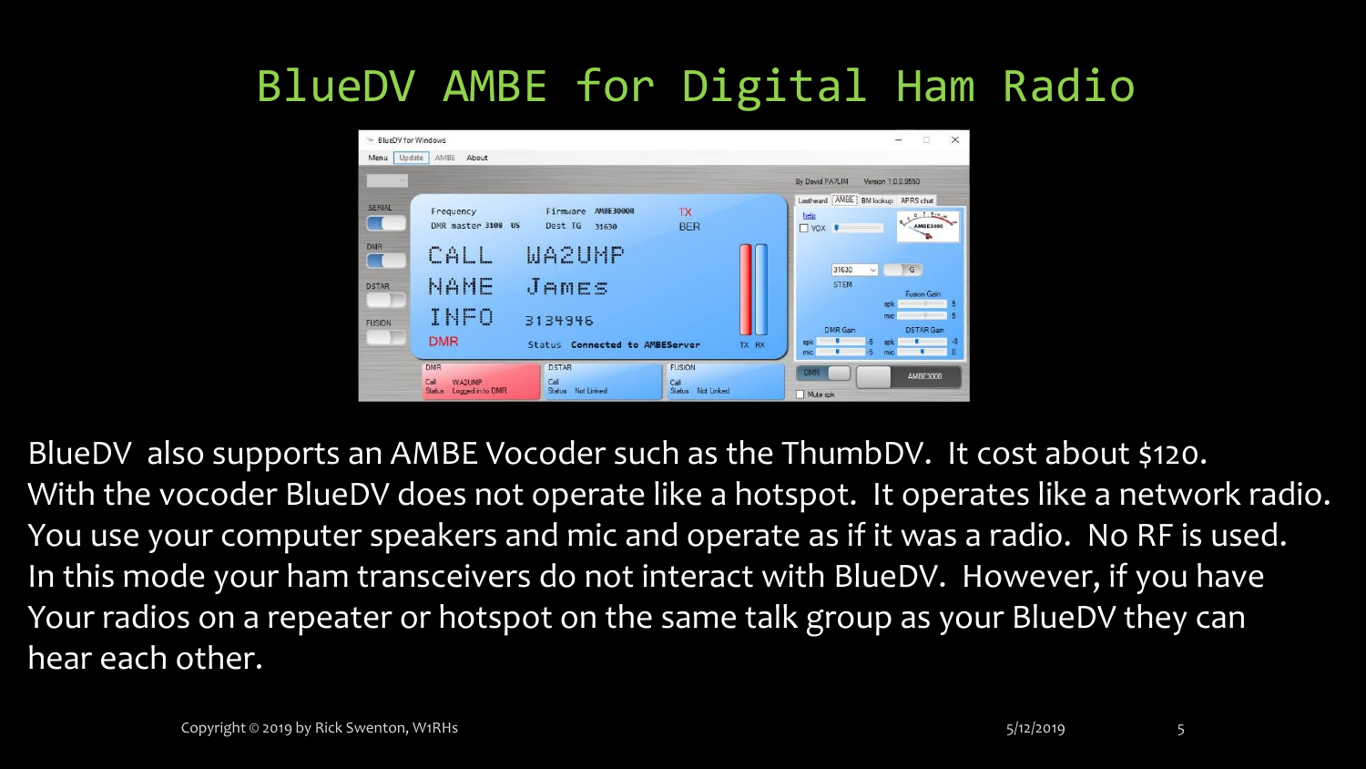# BlueDV AMBE for Digital Ham Radio

BlueDV also supports an AMBE Vocoder such as the ThumbDV. It cost about $120.
With the vocoder BlueDV does not operate like a hotspot. It operates like a network radio.
You use your computer speakers and mic and operate as if it was a radio. No RF is used.
In this mode your ham transceivers do not interact with BlueDV. However, if you have
Your radios on a repeater or hotspot on the same talk group as your BlueDV they can
hear each other.

Copyright © 2019 by Rick Swenton, W1RHs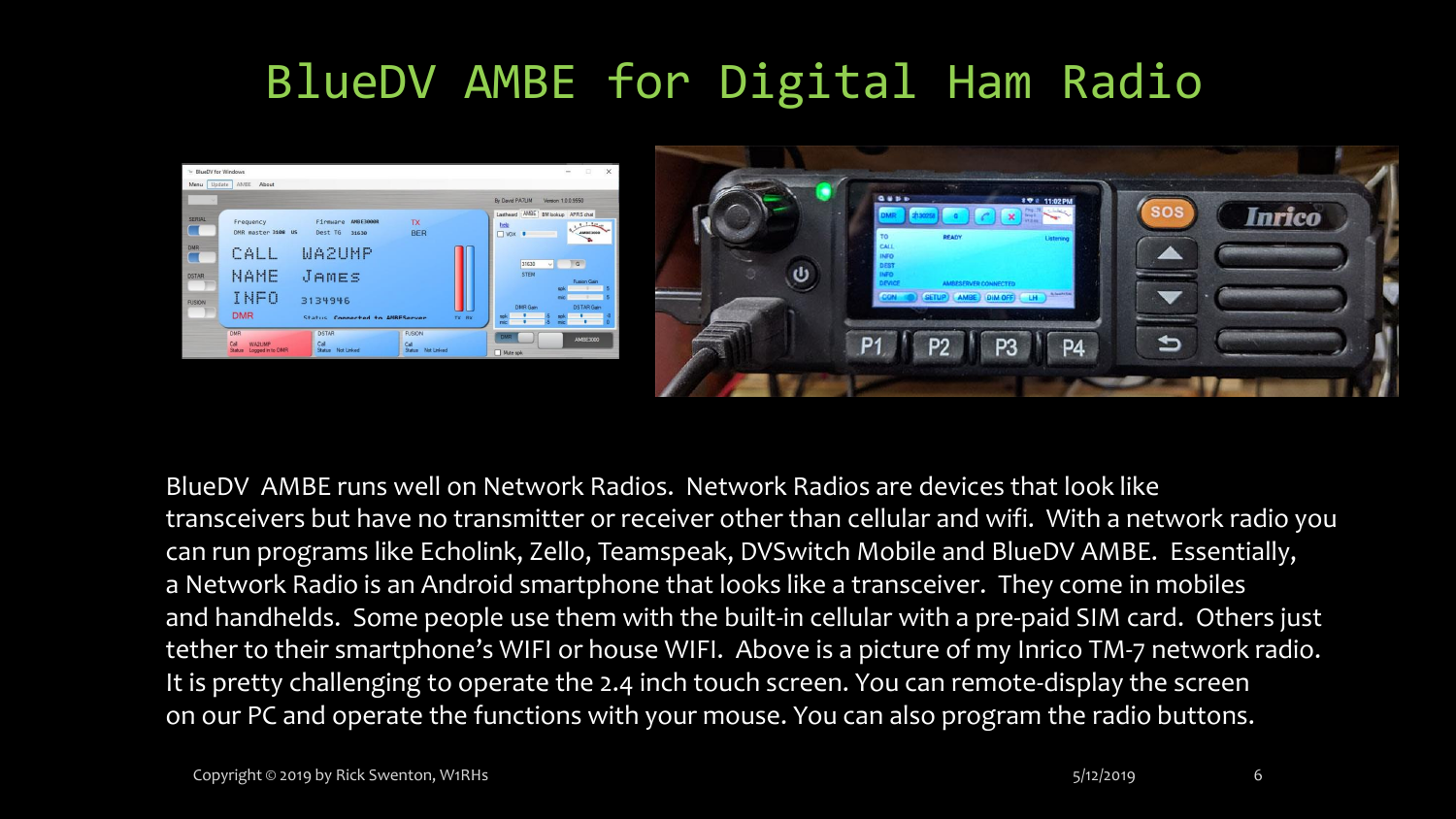# BlueDV AMBE for Digital Ham Radio

BlueDV AMBE runs well on Network Radios. Network Radios are devices that look like transceivers but have no transmitter or receiver other than cellular and wifi. With a network radio you can run programs like Echolink, Zello, Teamspeak, DVSwitch Mobile and BlueDV AMBE. Essentially, a Network Radio is an Android smartphone that looks like a transceiver. They come in mobiles and handhelds. Some people use them with the built-in cellular with a pre-paid SIM card. Others just tether to their smartphone's WIFI or house WIFI. Above is a picture of my Inrico TM-7 network radio. It is pretty challenging to operate the 2.4 inch touch screen. You can remote-display the screen on our PC and operate the functions with your mouse. You can also program the radio buttons.

Copyright © 2019 by Rick Swenton, W1RHs

5/12/2019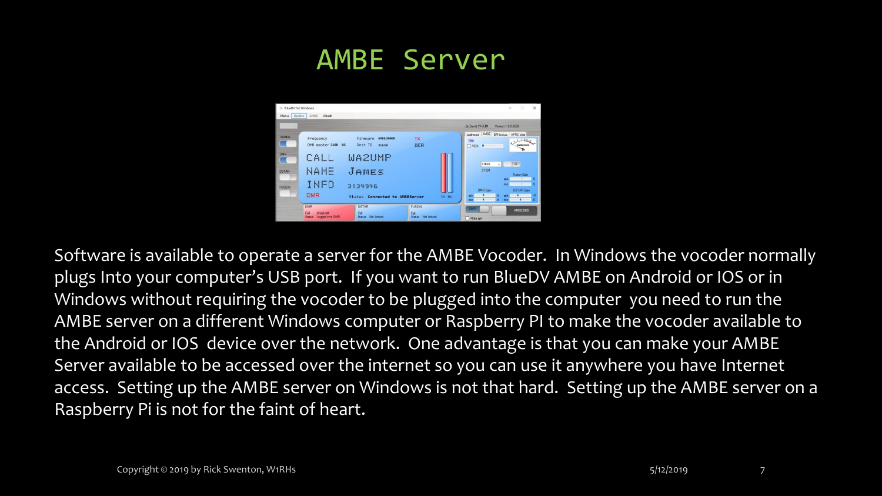# AMBE Server

Software is available to operate a server for the AMBE Vocoder. In Windows the vocoder normally plugs Into your computer's USB port. If you want to run BlueDV AMBE on Android or IOS or in Windows without requiring the vocoder to be plugged into the computer you need to run the AMBE server on a different Windows computer or Raspberry PI to make the vocoder available to the Android or IOS device over the network. One advantage is that you can make your AMBE Server available to be accessed over the internet so you can use it anywhere you have Internet access. Setting up the AMBE server on Windows is not that hard. Setting up the AMBE server on a Raspberry Pi is not for the faint of heart.

Copyright © 2019 by Rick Swenton, W1RHs

5/12/2019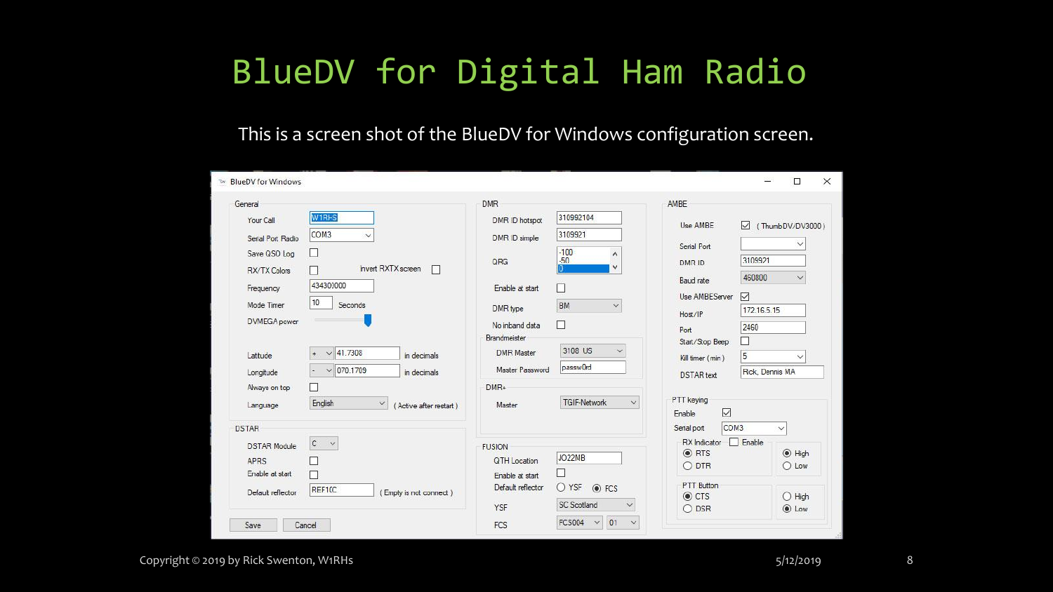# BlueDV for Digital Ham Radio

This is a screen shot of the BlueDV for Windows configuration screen.

BlueDV for Windows

**General**

- Your Call: W1RHS
- Serial Port Radio: COM3
- Save QSO Log
- RX/TX Colors
- Invert RXTX screen
- Frequency: 434300000
- Mode Timer: 10 Seconds
- DVMEGA power
- Latitude: + 41.7308 in decimals
- Longitude: - 070.1709 in decimals
- Always on top
- Language: English (Active after restart)

**DSTAR**

- DSTAR Module: C
- APRS
- Enable at start
- Default reflector: REF10C (Empty is not connect)

Save | Cancel

**DMR**

- DMR ID hotspot: 310992104
- DMR ID simple: 3109921
- QRG: -100, -50, 0
- Enable at start
- DMR type: BM
- No inband data

Brandmeister

- DMR Master: 3108 US
- Master Password: passw0rd

DMR+

- Master: TGIF-Network

**FUSION**

- QTH Location: JO22MB
- Enable at start
- Default reflector: YSF / FCS
- YSF: SC Scotland
- FCS: FCS004 01

**AMBE**

- Use AMBE (ThumbDV/DV3000)
- Serial Port
- DMR ID: 3109921
- Baud rate: 460800
- Use AMBEServer
- Host/IP: 172.16.5.15
- Port: 2460
- Start/Stop Beep
- Kill timer (min): 5
- DSTAR text: Rick, Dennis MA

PTT keying

- Enable
- Serial port: COM3
- RX Indicator: Enable — RTS / DTR — High / Low
- PTT Button: CTS / DSR — High / Low

Copyright © 2019 by Rick Swenton, W1RHs

5/12/2019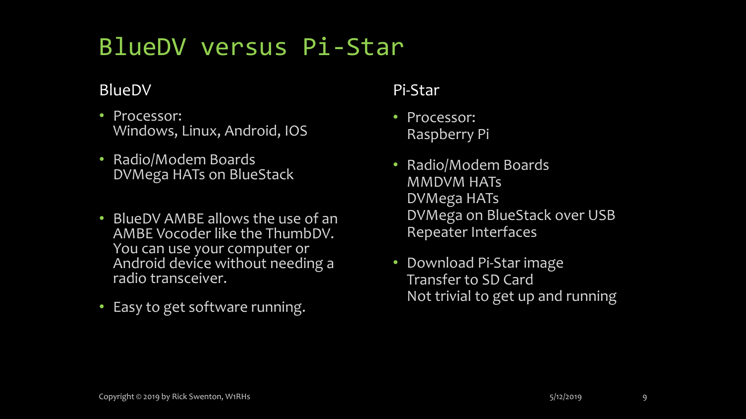# BlueDV versus Pi-Star

## BlueDV

- Processor:
  Windows, Linux, Android, IOS
- Radio/Modem Boards
  DVMega HATs on BlueStack
- BlueDV AMBE allows the use of an AMBE Vocoder like the ThumbDV. You can use your computer or Android device without needing a radio transceiver.
- Easy to get software running.

## Pi-Star

- Processor:
  Raspberry Pi
- Radio/Modem Boards
  MMDVM HATs
  DVMega HATs
  DVMega on BlueStack over USB
  Repeater Interfaces
- Download Pi-Star image
  Transfer to SD Card
  Not trivial to get up and running

Copyright © 2019 by Rick Swenton, W1RHs

5/12/2019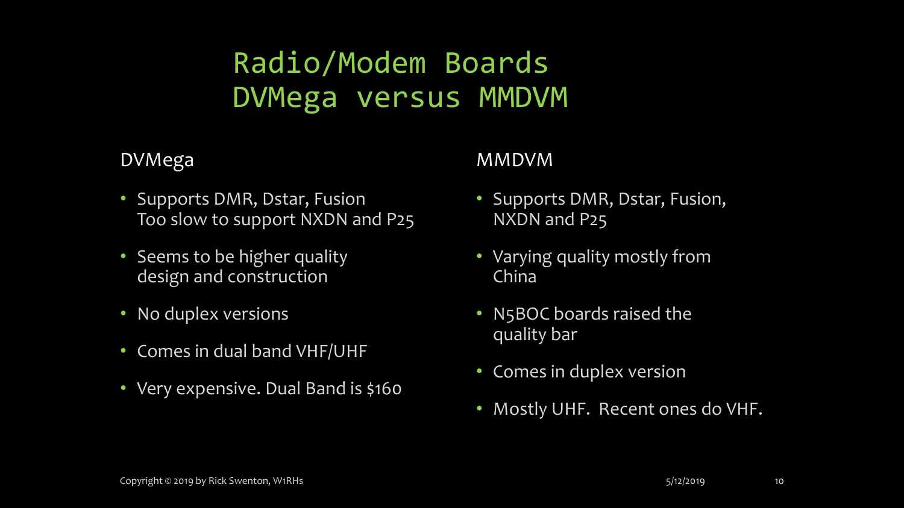# Radio/Modem Boards
# DVMega versus MMDVM

## DVMega

- Supports DMR, Dstar, Fusion
  Too slow to support NXDN and P25
- Seems to be higher quality design and construction
- No duplex versions
- Comes in dual band VHF/UHF
- Very expensive. Dual Band is $160

## MMDVM

- Supports DMR, Dstar, Fusion, NXDN and P25
- Varying quality mostly from China
- N5BOC boards raised the quality bar
- Comes in duplex version
- Mostly UHF. Recent ones do VHF.

Copyright © 2019 by Rick Swenton, W1RHs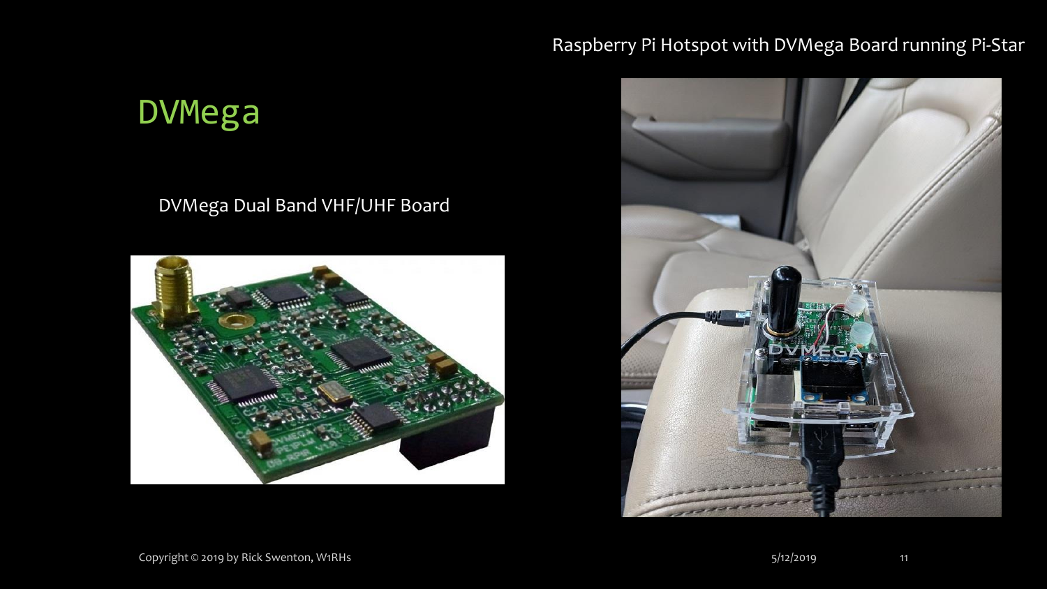# DVMega

DVMega Dual Band VHF/UHF Board

Raspberry Pi Hotspot with DVMega Board running Pi-Star

Copyright © 2019 by Rick Swenton, W1RHS

5/12/2019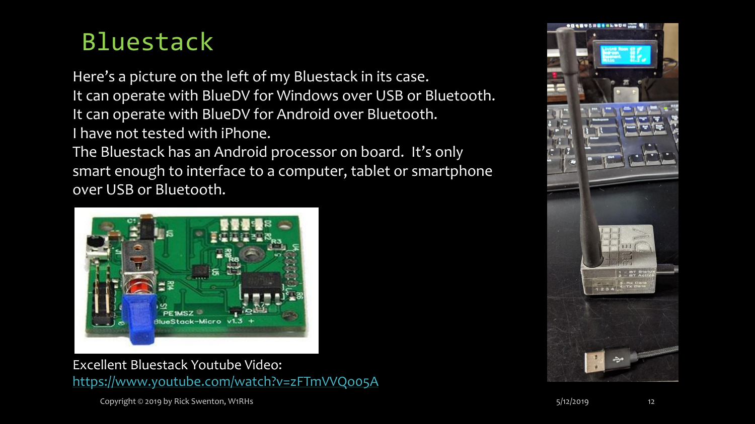# Bluestack

Here's a picture on the left of my Bluestack in its case.
It can operate with BlueDV for Windows over USB or Bluetooth.
It can operate with BlueDV for Android over Bluetooth.
I have not tested with iPhone.
The Bluestack has an Android processor on board. It's only smart enough to interface to a computer, tablet or smartphone over USB or Bluetooth.

Excellent Bluestack Youtube Video:
https://www.youtube.com/watch?v=zFTmVVQo05A

Copyright © 2019 by Rick Swenton, W1RHs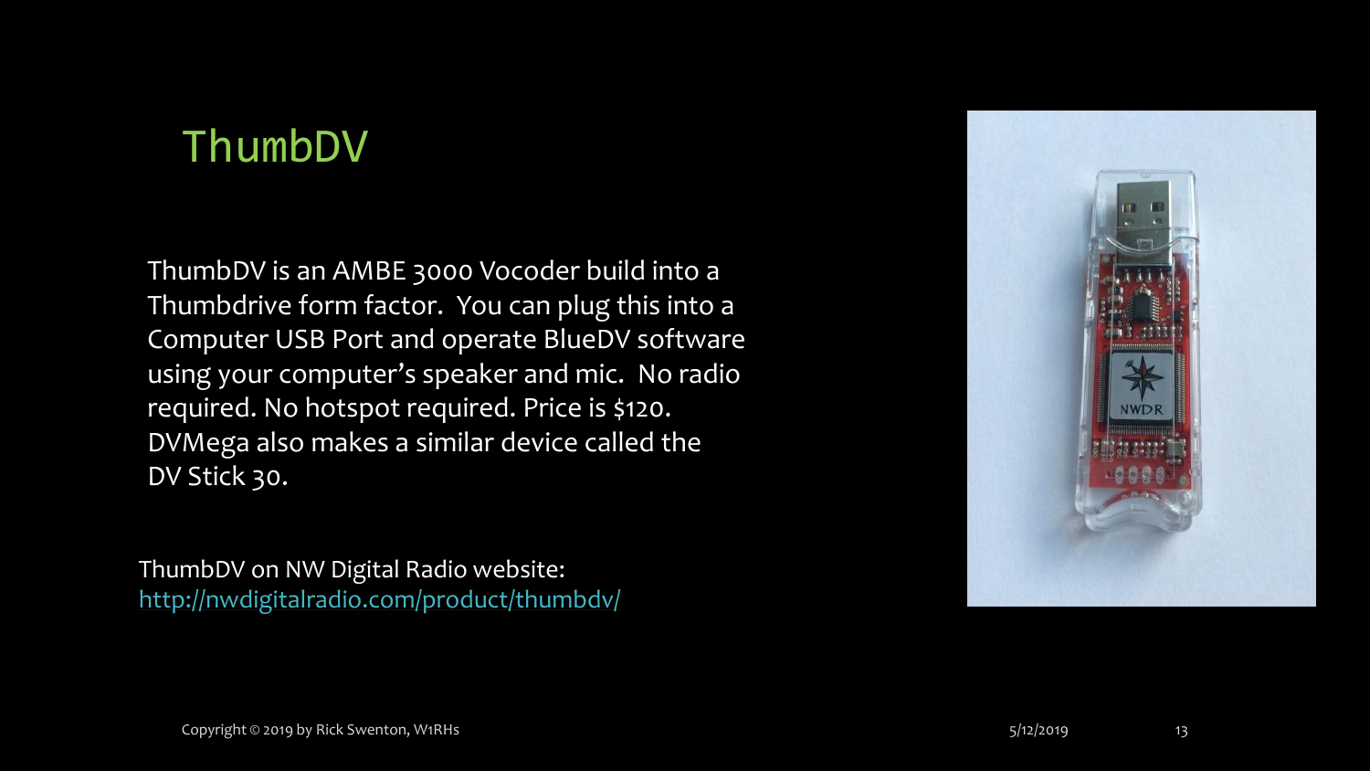# ThumbDV

ThumbDV is an AMBE 3000 Vocoder build into a Thumbdrive form factor. You can plug this into a Computer USB Port and operate BlueDV software using your computer's speaker and mic. No radio required. No hotspot required. Price is $120. DVMega also makes a similar device called the DV Stick 30.

ThumbDV on NW Digital Radio website: http://nwdigitalradio.com/product/thumbdv/

Copyright © 2019 by Rick Swenton, W1RHs

5/12/2019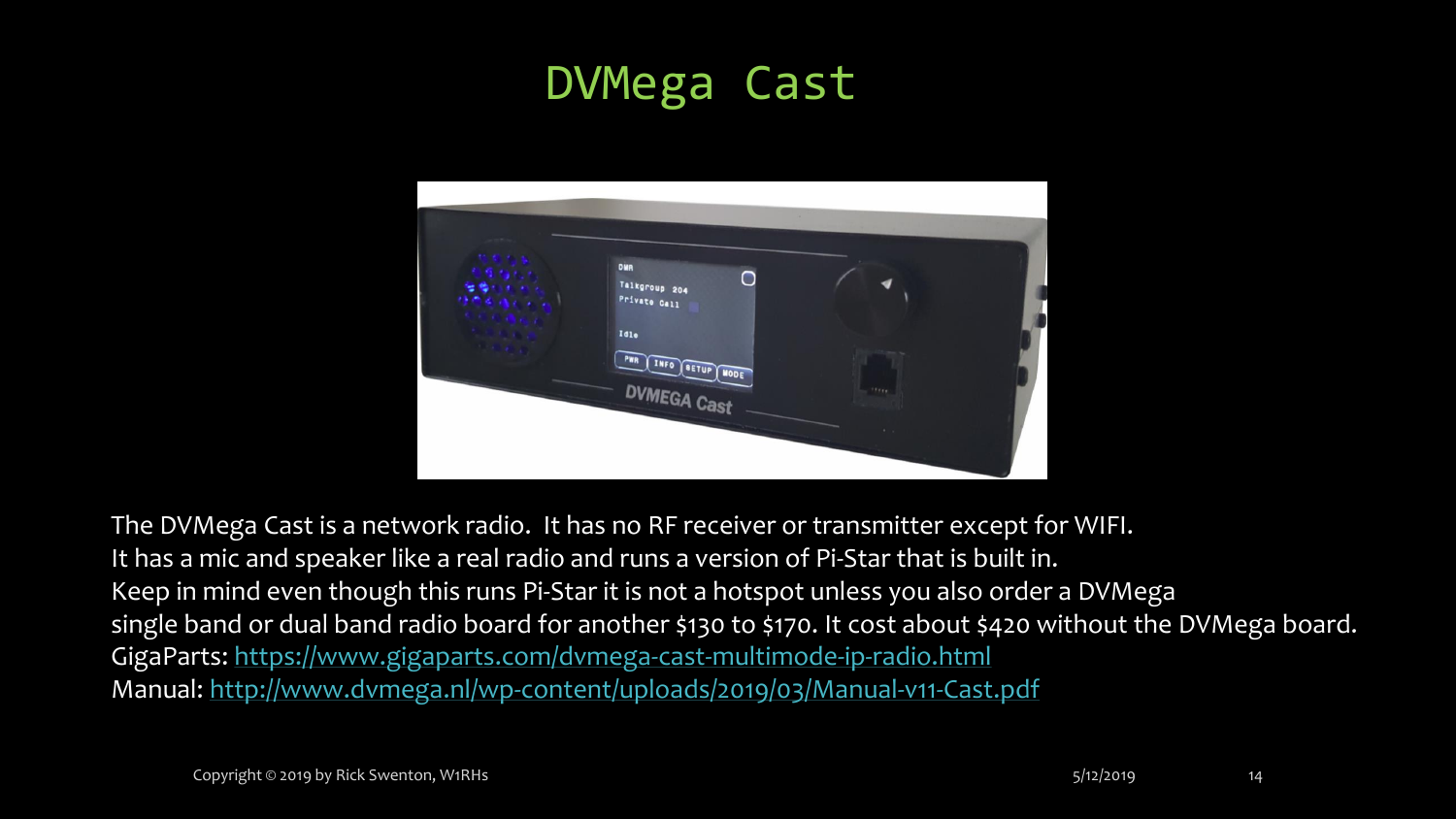# DVMega Cast

The DVMega Cast is a network radio. It has no RF receiver or transmitter except for WIFI.
It has a mic and speaker like a real radio and runs a version of Pi-Star that is built in.
Keep in mind even though this runs Pi-Star it is not a hotspot unless you also order a DVMega single band or dual band radio board for another $130 to $170. It cost about $420 without the DVMega board.
GigaParts: https://www.gigaparts.com/dvmega-cast-multimode-ip-radio.html
Manual: http://www.dvmega.nl/wp-content/uploads/2019/03/Manual-v11-Cast.pdf

Copyright © 2019 by Rick Swenton, W1RHs